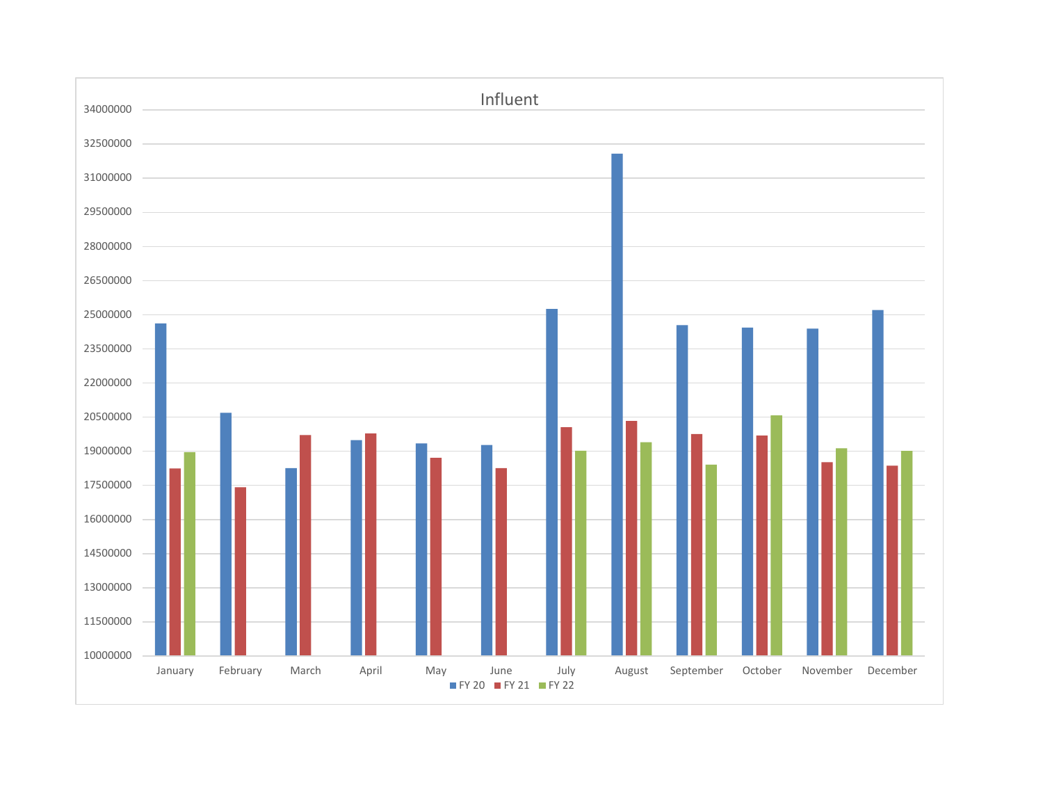# Influent

34000000
32500000
31000000
29500000
28000000
26500000
25000000
23500000
22000000
20500000
19000000
17500000
16000000
14500000
13000000
11500000
10000000

January February March April May June July August September October November December

FY 20 FY 21 FY 22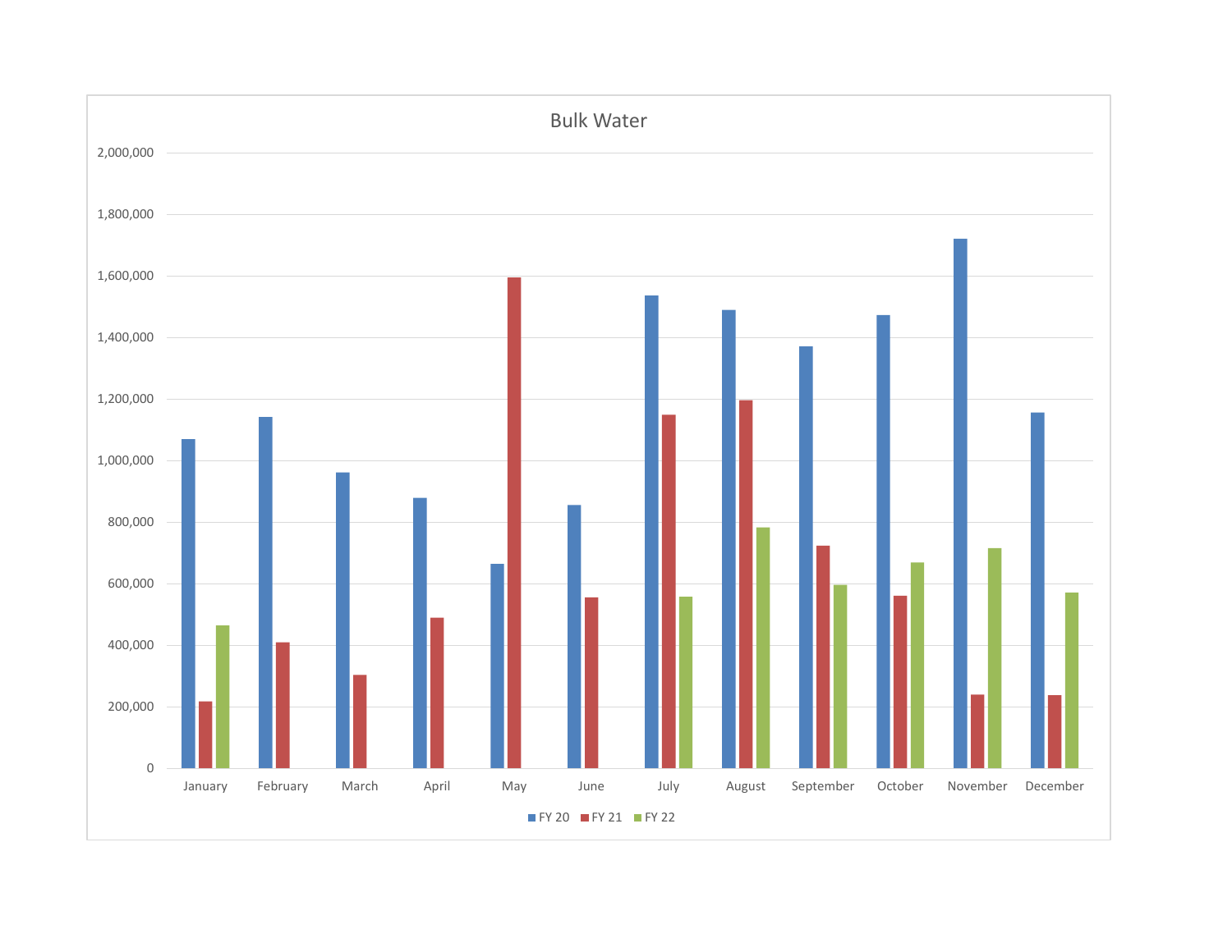Bulk Water

| Month | FY 20 | FY 21 | FY 22 |
|---|---|---|---|
| January | 1,070,000 | 218,000 | 465,000 |
| February | 1,142,000 | 410,000 | |
| March | 962,000 | 304,000 | |
| April | 879,000 | 490,000 | |
| May | 664,000 | 1,596,000 | |
| June | 855,000 | 556,000 | |
| July | 1,537,000 | 1,149,000 | 558,000 |
| August | 1,490,000 | 1,197,000 | 783,000 |
| September | 1,371,000 | 723,000 | 596,000 |
| October | 1,473,000 | 561,000 | 669,000 |
| November | 1,721,000 | 240,000 | 715,000 |
| December | 1,156,000 | 238,000 | 571,000 |

*Values are approximate, estimated from the bar chart.*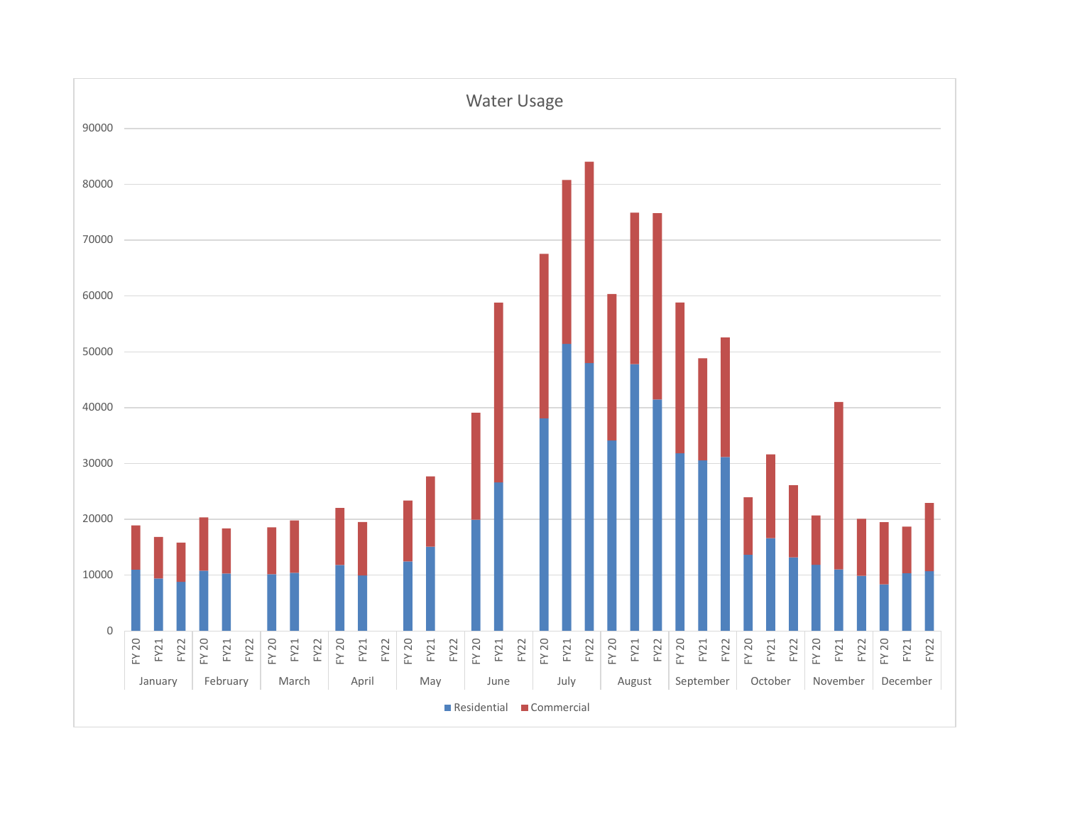## Water Usage

| Month | Fiscal Year | Residential | Commercial | Total |
|---|---|---|---|---|
| January | FY 20 | ~11000 | ~7900 | ~18900 |
| January | FY21 | ~9400 | ~7400 | ~16800 |
| January | FY22 | ~8700 | ~7100 | ~15800 |
| February | FY 20 | ~10700 | ~9600 | ~20300 |
| February | FY21 | ~10200 | ~8200 | ~18400 |
| February | FY22 | | | |
| March | FY 20 | ~10100 | ~8400 | ~18500 |
| March | FY21 | ~10400 | ~9400 | ~19800 |
| March | FY22 | | | |
| April | FY 20 | ~11800 | ~10200 | ~22000 |
| April | FY21 | ~10000 | ~9500 | ~19500 |
| April | FY22 | | | |
| May | FY 20 | ~12400 | ~10900 | ~23300 |
| May | FY21 | ~15100 | ~12600 | ~27700 |
| May | FY22 | | | |
| June | FY 20 | ~20000 | ~19000 | ~39000 |
| June | FY21 | ~26500 | ~32300 | ~58800 |
| June | FY22 | | | |
| July | FY 20 | ~38000 | ~29500 | ~67500 |
| July | FY21 | ~51500 | ~29200 | ~80700 |
| July | FY22 | ~47900 | ~36100 | ~84000 |
| August | FY 20 | ~34200 | ~26100 | ~60300 |
| August | FY21 | ~47800 | ~27100 | ~74900 |
| August | FY22 | ~41400 | ~33400 | ~74800 |
| September | FY 20 | ~31900 | ~26900 | ~58800 |
| September | FY21 | ~30600 | ~18200 | ~48800 |
| September | FY22 | ~31200 | ~21300 | ~52500 |
| October | FY 20 | ~13600 | ~10300 | ~23900 |
| October | FY21 | ~16700 | ~14900 | ~31600 |
| October | FY22 | ~13200 | ~12900 | ~26100 |
| November | FY 20 | ~11800 | ~8800 | ~20600 |
| November | FY21 | ~11000 | ~30000 | ~41000 |
| November | FY22 | ~9800 | ~10200 | ~20000 |
| December | FY 20 | ~8300 | ~11100 | ~19400 |
| December | FY21 | ~10200 | ~8400 | ~18600 |
| December | FY22 | ~10700 | ~12200 | ~22900 |

Legend: Residential, Commercial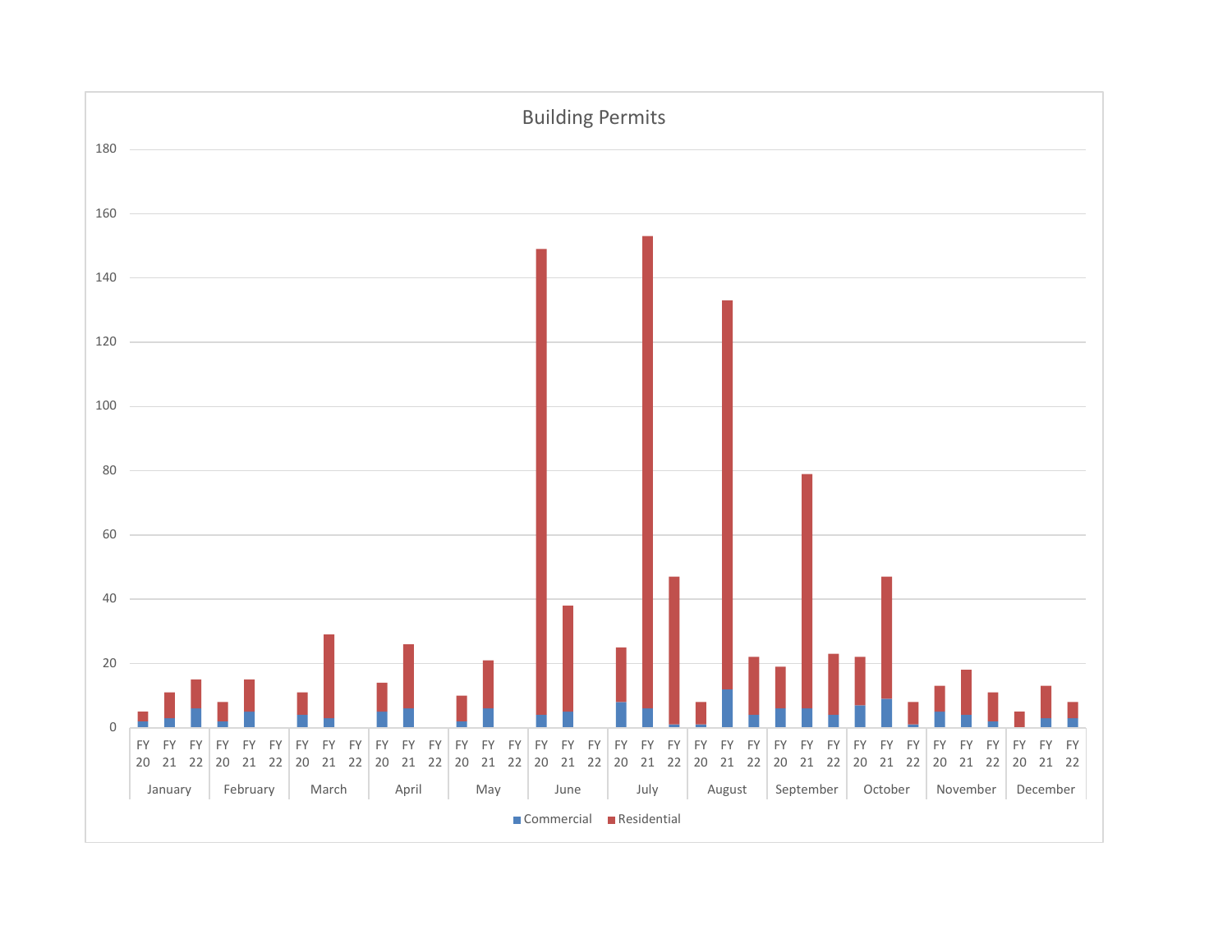## Building Permits

| Month | Fiscal Year | Commercial | Residential | Total |
|---|---|---|---|---|
| January | FY 20 | 2 | 3 | 5 |
| January | FY 21 | 3 | 8 | 11 |
| January | FY 22 | 6 | 9 | 15 |
| February | FY 20 | 2 | 6 | 8 |
| February | FY 21 | 5 | 10 | 15 |
| February | FY 22 | | | |
| March | FY 20 | 4 | 7 | 11 |
| March | FY 21 | 3 | 26 | 29 |
| March | FY 22 | | | |
| April | FY 20 | 5 | 9 | 14 |
| April | FY 21 | 6 | 20 | 26 |
| April | FY 22 | | | |
| May | FY 20 | 2 | 8 | 10 |
| May | FY 21 | 6 | 15 | 21 |
| May | FY 22 | | | |
| June | FY 20 | 4 | 145 | 149 |
| June | FY 21 | 5 | 33 | 38 |
| June | FY 22 | | | |
| July | FY 20 | 8 | 17 | 25 |
| July | FY 21 | 6 | 147 | 153 |
| July | FY 22 | 1 | 46 | 47 |
| August | FY 20 | 1 | 7 | 8 |
| August | FY 21 | 12 | 121 | 133 |
| August | FY 22 | 4 | 18 | 22 |
| September | FY 20 | 6 | 13 | 19 |
| September | FY 21 | 6 | 73 | 79 |
| September | FY 22 | 4 | 19 | 23 |
| October | FY 20 | 7 | 15 | 22 |
| October | FY 21 | 9 | 38 | 47 |
| October | FY 22 | 1 | 7 | 8 |
| November | FY 20 | 5 | 8 | 13 |
| November | FY 21 | 4 | 14 | 18 |
| November | FY 22 | 2 | 9 | 11 |
| December | FY 20 | 0 | 5 | 5 |
| December | FY 21 | 3 | 10 | 13 |
| December | FY 22 | 3 | 5 | 8 |

■ Commercial ■ Residential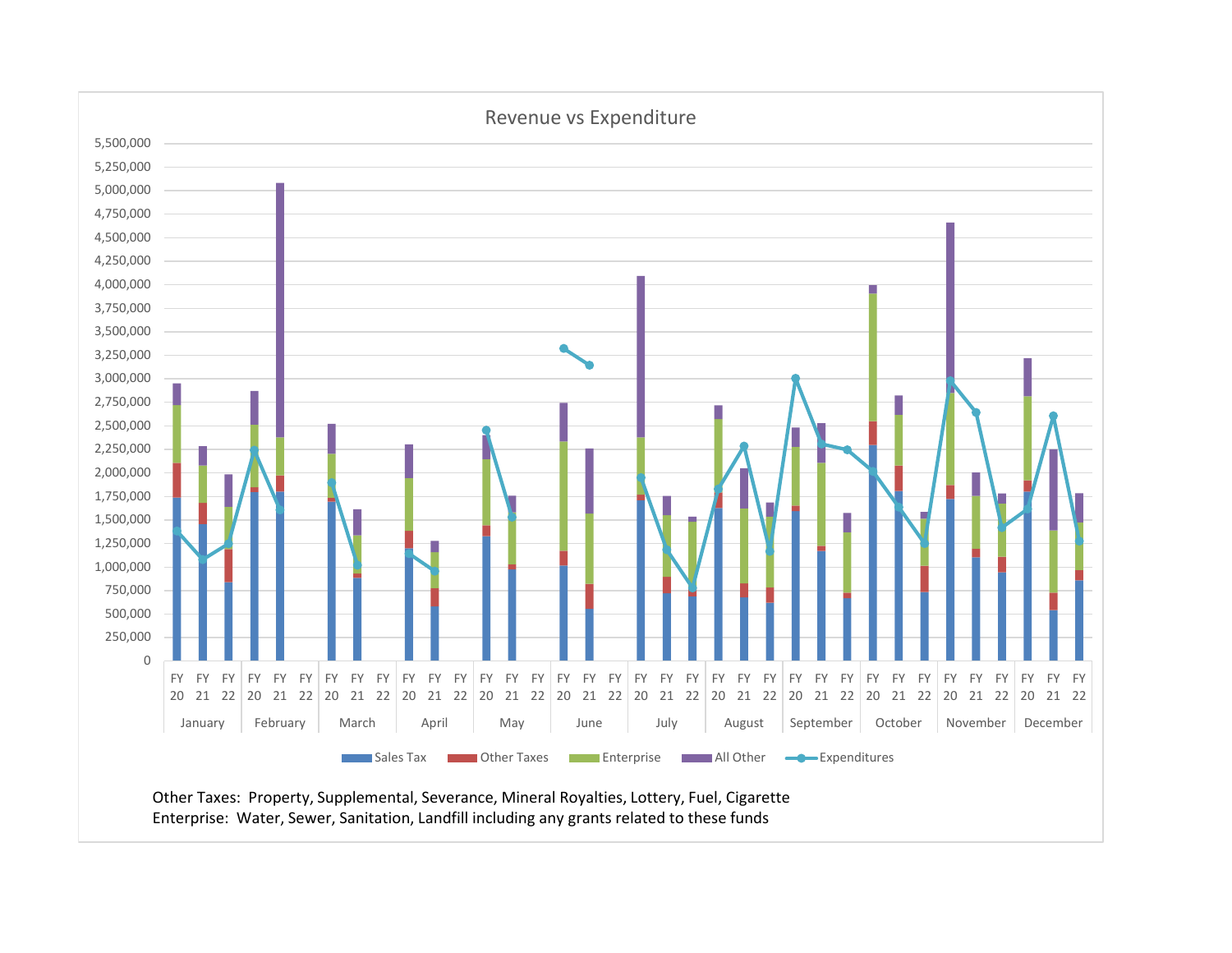## Revenue vs Expenditure

Legend: Sales Tax, Other Taxes, Enterprise, All Other, Expenditures

Y-axis: 0 to 5,500,000 (increments of 250,000)

X-axis: FY 20, FY 21, FY 22 for each month — January, February, March, April, May, June, July, August, September, October, November, December

Other Taxes: Property, Supplemental, Severance, Mineral Royalties, Lottery, Fuel, Cigarette
Enterprise: Water, Sewer, Sanitation, Landfill including any grants related to these funds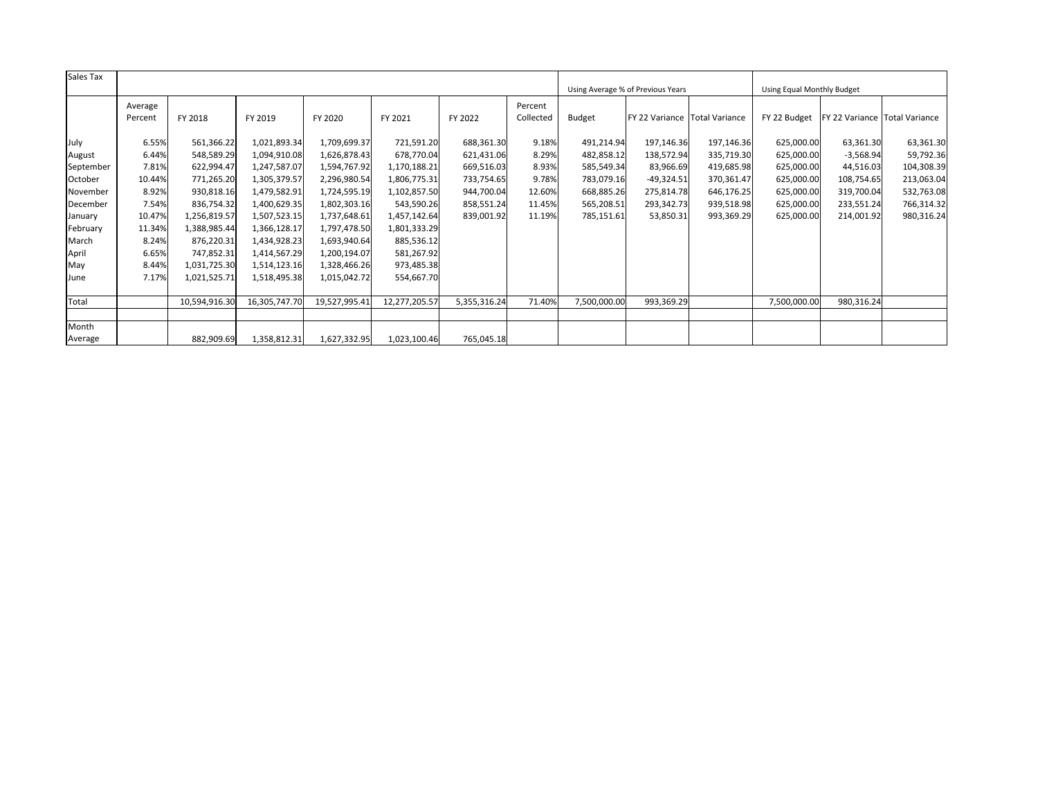| Sales Tax | | | | | | | | Using Average % of Previous Years | | | Using Equal Monthly Budget | | |
|---|---|---|---|---|---|---|---|---|---|---|---|---|---|
| | Average Percent | FY 2018 | FY 2019 | FY 2020 | FY 2021 | FY 2022 | Percent Collected | Budget | FY 22 Variance | Total Variance | FY 22 Budget | FY 22 Variance | Total Variance |
| July | 6.55% | 561,366.22 | 1,021,893.34 | 1,709,699.37 | 721,591.20 | 688,361.30 | 9.18% | 491,214.94 | 197,146.36 | 197,146.36 | 625,000.00 | 63,361.30 | 63,361.30 |
| August | 6.44% | 548,589.29 | 1,094,910.08 | 1,626,878.43 | 678,770.04 | 621,431.06 | 8.29% | 482,858.12 | 138,572.94 | 335,719.30 | 625,000.00 | -3,568.94 | 59,792.36 |
| September | 7.81% | 622,994.47 | 1,247,587.07 | 1,594,767.92 | 1,170,188.21 | 669,516.03 | 8.93% | 585,549.34 | 83,966.69 | 419,685.98 | 625,000.00 | 44,516.03 | 104,308.39 |
| October | 10.44% | 771,265.20 | 1,305,379.57 | 2,296,980.54 | 1,806,775.31 | 733,754.65 | 9.78% | 783,079.16 | -49,324.51 | 370,361.47 | 625,000.00 | 108,754.65 | 213,063.04 |
| November | 8.92% | 930,818.16 | 1,479,582.91 | 1,724,595.19 | 1,102,857.50 | 944,700.04 | 12.60% | 668,885.26 | 275,814.78 | 646,176.25 | 625,000.00 | 319,700.04 | 532,763.08 |
| December | 7.54% | 836,754.32 | 1,400,629.35 | 1,802,303.16 | 543,590.26 | 858,551.24 | 11.45% | 565,208.51 | 293,342.73 | 939,518.98 | 625,000.00 | 233,551.24 | 766,314.32 |
| January | 10.47% | 1,256,819.57 | 1,507,523.15 | 1,737,648.61 | 1,457,142.64 | 839,001.92 | 11.19% | 785,151.61 | 53,850.31 | 993,369.29 | 625,000.00 | 214,001.92 | 980,316.24 |
| February | 11.34% | 1,388,985.44 | 1,366,128.17 | 1,797,478.50 | 1,801,333.29 | | | | | | | | |
| March | 8.24% | 876,220.31 | 1,434,928.23 | 1,693,940.64 | 885,536.12 | | | | | | | | |
| April | 6.65% | 747,852.31 | 1,414,567.29 | 1,200,194.07 | 581,267.92 | | | | | | | | |
| May | 8.44% | 1,031,725.30 | 1,514,123.16 | 1,328,466.26 | 973,485.38 | | | | | | | | |
| June | 7.17% | 1,021,525.71 | 1,518,495.38 | 1,015,042.72 | 554,667.70 | | | | | | | | |
| Total | | 10,594,916.30 | 16,305,747.70 | 19,527,995.41 | 12,277,205.57 | 5,355,316.24 | 71.40% | 7,500,000.00 | 993,369.29 | | 7,500,000.00 | 980,316.24 | |
| | | | | | | | | | | | | | |
| Month Average | | 882,909.69 | 1,358,812.31 | 1,627,332.95 | 1,023,100.46 | 765,045.18 | | | | | | | |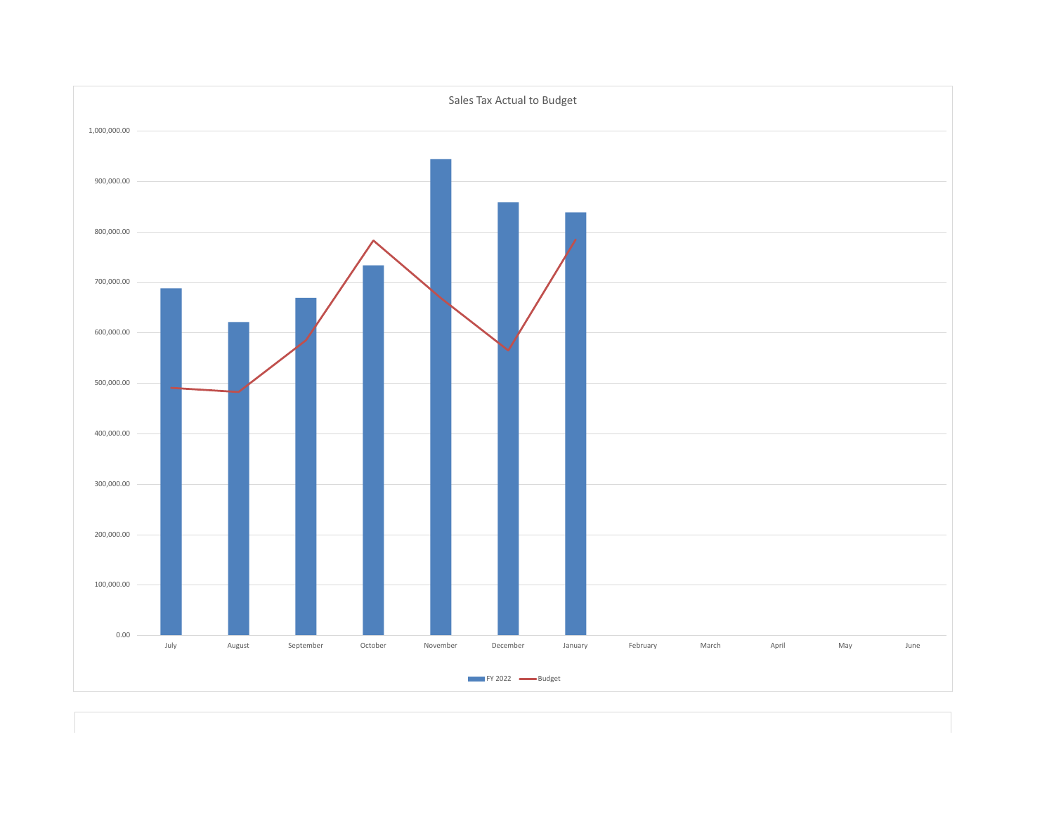Sales Tax Actual to Budget

1,000,000.00

900,000.00

800,000.00

700,000.00

600,000.00

500,000.00

400,000.00

300,000.00

200,000.00

100,000.00

0.00

July August September October November December January February March April May June

FY 2022 Budget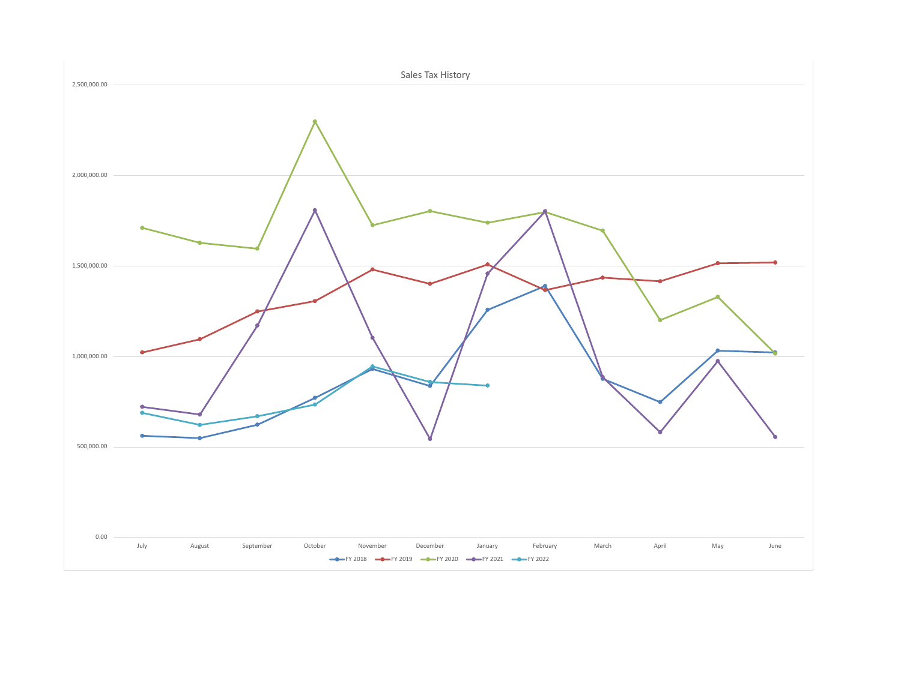Sales Tax History

2,500,000.00

2,000,000.00

1,500,000.00

1,000,000.00

500,000.00

0.00

July August September October November December January February March April May June

FY 2018 FY 2019 FY 2020 FY 2021 FY 2022